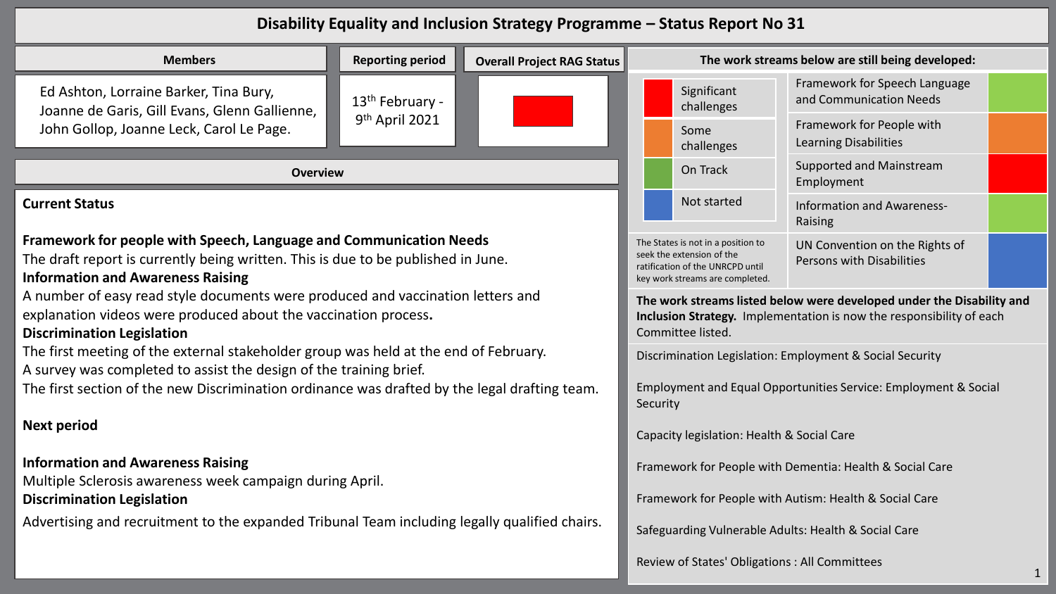# Disability Equality and Inclusion Strategy Programme – Status Report No 31

| Members | Reporting period | Overall Project RAG Status |
|---|---|---|
| Ed Ashton, Lorraine Barker, Tina Bury, Joanne de Garis, Gill Evans, Glenn Gallienne, John Gollop, Joanne Leck, Carol Le Page. | 13th February - 9th April 2021 | Significant challenges (Red) |

## Overview

### Current Status

**Framework for people with Speech, Language and Communication Needs**

The draft report is currently being written. This is due to be published in June.

**Information and Awareness Raising**

A number of easy read style documents were produced and vaccination letters and explanation videos were produced about the vaccination process.

**Discrimination Legislation**

The first meeting of the external stakeholder group was held at the end of February.

A survey was completed to assist the design of the training brief.

The first section of the new Discrimination ordinance was drafted by the legal drafting team.

### Next period

**Information and Awareness Raising**

Multiple Sclerosis awareness week campaign during April.

**Discrimination Legislation**

Advertising and recruitment to the expanded Tribunal Team including legally qualified chairs.

## The work streams below are still being developed:

| Key | |
|---|---|
| Red | Significant challenges |
| Orange | Some challenges |
| Green | On Track |
| Blue | Not started |

| Work stream | Status |
|---|---|
| Framework for Speech Language and Communication Needs | On Track (Green) |
| Framework for People with Learning Disabilities | Some challenges (Orange) |
| Supported and Mainstream Employment | Significant challenges (Red) |
| Information and Awareness-Raising | On Track (Green) |
| UN Convention on the Rights of Persons with Disabilities | Not started (Blue) |

The States is not in a position to seek the extension of the ratification of the UNRCPD until key work streams are completed.

**The work streams listed below were developed under the Disability and Inclusion Strategy.** Implementation is now the responsibility of each Committee listed.

Discrimination Legislation: Employment & Social Security

Employment and Equal Opportunities Service: Employment & Social Security

Capacity legislation: Health & Social Care

Framework for People with Dementia: Health & Social Care

Framework for People with Autism: Health & Social Care

Safeguarding Vulnerable Adults: Health & Social Care

Review of States' Obligations : All Committees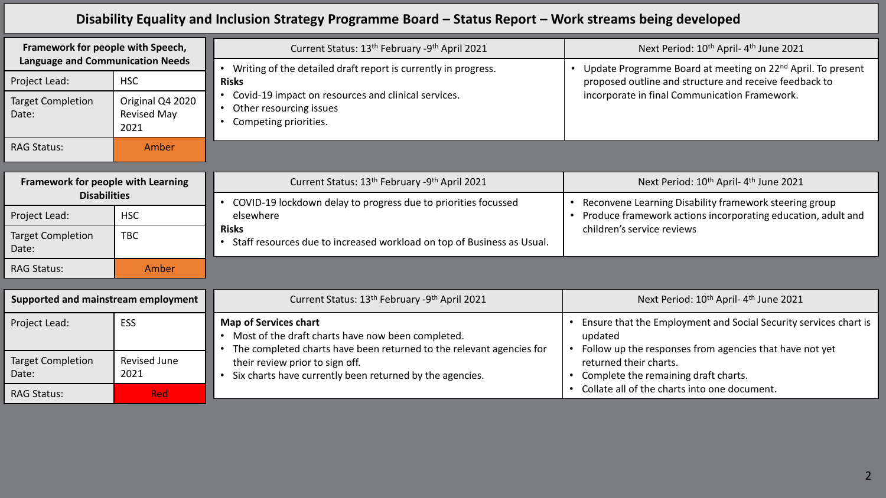# Disability Equality and Inclusion Strategy Programme Board – Status Report – Work streams being developed

## Framework for people with Speech, Language and Communication Needs

| | |
|---|---|
| Project Lead: | HSC |
| Target Completion Date: | Original Q4 2020 Revised May 2021 |
| RAG Status: | Amber |

| Current Status: 13th February -9th April 2021 | Next Period: 10th April- 4th June 2021 |
|---|---|
| • Writing of the detailed draft report is currently in progress.<br>**Risks**<br>• Covid-19 impact on resources and clinical services.<br>• Other resourcing issues<br>• Competing priorities. | • Update Programme Board at meeting on 22nd April. To present proposed outline and structure and receive feedback to incorporate in final Communication Framework. |

## Framework for people with Learning Disabilities

| | |
|---|---|
| Project Lead: | HSC |
| Target Completion Date: | TBC |
| RAG Status: | Amber |

| Current Status: 13th February -9th April 2021 | Next Period: 10th April- 4th June 2021 |
|---|---|
| • COVID-19 lockdown delay to progress due to priorities focussed elsewhere<br>**Risks**<br>• Staff resources due to increased workload on top of Business as Usual. | • Reconvene Learning Disability framework steering group<br>• Produce framework actions incorporating education, adult and children's service reviews |

## Supported and mainstream employment

| | |
|---|---|
| Project Lead: | ESS |
| Target Completion Date: | Revised June 2021 |
| RAG Status: | Red |

| Current Status: 13th February -9th April 2021 | Next Period: 10th April- 4th June 2021 |
|---|---|
| **Map of Services chart**<br>• Most of the draft charts have now been completed.<br>• The completed charts have been returned to the relevant agencies for their review prior to sign off.<br>• Six charts have currently been returned by the agencies. | • Ensure that the Employment and Social Security services chart is updated<br>• Follow up the responses from agencies that have not yet returned their charts.<br>• Complete the remaining draft charts.<br>• Collate all of the charts into one document. |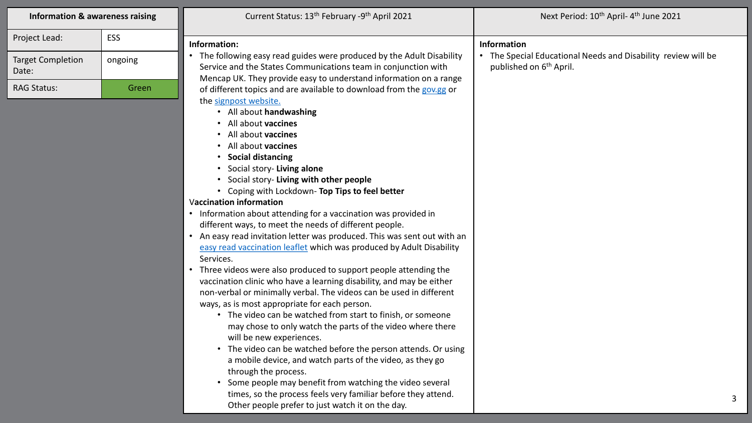| Information & awareness raising | |
|---|---|
| Project Lead: | ESS |
| Target Completion Date: | ongoing |
| RAG Status: | Green |

## Current Status: 13th February -9th April 2021

**Information:**

- The following easy read guides were produced by the Adult Disability Service and the States Communications team in conjunction with Mencap UK. They provide easy to understand information on a range of different topics and are available to download from the gov.gg or the signpost website.
  - All about **handwashing**
  - All about **vaccines**
  - All about **vaccines**
  - All about **vaccines**
  - **Social distancing**
  - Social story- **Living alone**
  - Social story- **Living with other people**
  - Coping with Lockdown- **Top Tips to feel better**

**Vaccination information**

- Information about attending for a vaccination was provided in different ways, to meet the needs of different people.
- An easy read invitation letter was produced. This was sent out with an easy read vaccination leaflet which was produced by Adult Disability Services.
- Three videos were also produced to support people attending the vaccination clinic who have a learning disability, and may be either non-verbal or minimally verbal. The videos can be used in different ways, as is most appropriate for each person.
  - The video can be watched from start to finish, or someone may chose to only watch the parts of the video where there will be new experiences.
  - The video can be watched before the person attends. Or using a mobile device, and watch parts of the video, as they go through the process.
  - Some people may benefit from watching the video several times, so the process feels very familiar before they attend. Other people prefer to just watch it on the day.

## Next Period: 10th April- 4th June 2021

**Information**

- The Special Educational Needs and Disability review will be published on 6th April.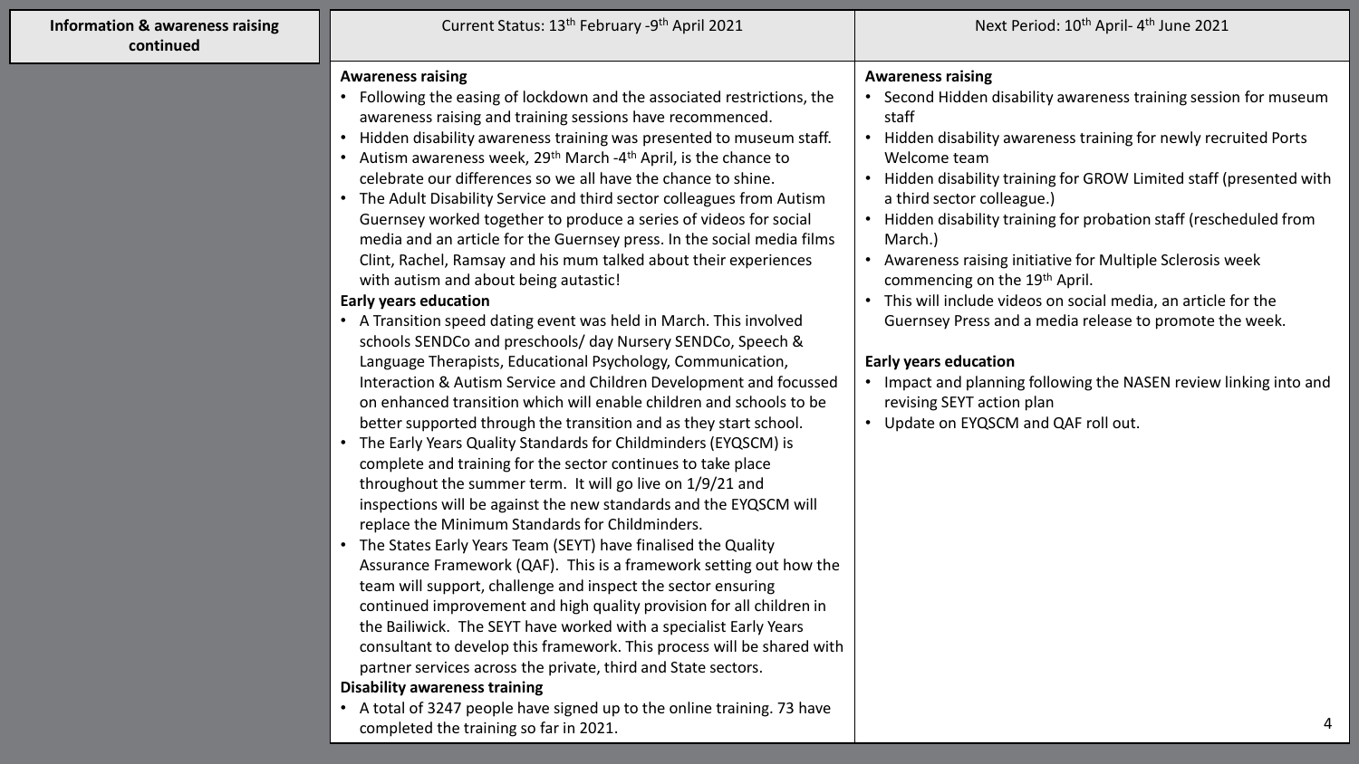## Information & awareness raising continued

| Current Status: 13th February - 9th April 2021 | Next Period: 10th April - 4th June 2021 |
|---|---|
| **Awareness raising**<br>• Following the easing of lockdown and the associated restrictions, the awareness raising and training sessions have recommenced.<br>• Hidden disability awareness training was presented to museum staff.<br>• Autism awareness week, 29th March -4th April, is the chance to celebrate our differences so we all have the chance to shine.<br>• The Adult Disability Service and third sector colleagues from Autism Guernsey worked together to produce a series of videos for social media and an article for the Guernsey press. In the social media films Clint, Rachel, Ramsay and his mum talked about their experiences with autism and about being autastic!<br>**Early years education**<br>• A Transition speed dating event was held in March. This involved schools SENDCo and preschools/ day Nursery SENDCo, Speech & Language Therapists, Educational Psychology, Communication, Interaction & Autism Service and Children Development and focussed on enhanced transition which will enable children and schools to be better supported through the transition and as they start school.<br>• The Early Years Quality Standards for Childminders (EYQSCM) is complete and training for the sector continues to take place throughout the summer term. It will go live on 1/9/21 and inspections will be against the new standards and the EYQSCM will replace the Minimum Standards for Childminders.<br>• The States Early Years Team (SEYT) have finalised the Quality Assurance Framework (QAF). This is a framework setting out how the team will support, challenge and inspect the sector ensuring continued improvement and high quality provision for all children in the Bailiwick. The SEYT have worked with a specialist Early Years consultant to develop this framework. This process will be shared with partner services across the private, third and State sectors.<br>**Disability awareness training**<br>• A total of 3247 people have signed up to the online training. 73 have completed the training so far in 2021. | **Awareness raising**<br>• Second Hidden disability awareness training session for museum staff<br>• Hidden disability awareness training for newly recruited Ports Welcome team<br>• Hidden disability training for GROW Limited staff (presented with a third sector colleague.)<br>• Hidden disability training for probation staff (rescheduled from March.)<br>• Awareness raising initiative for Multiple Sclerosis week commencing on the 19th April.<br>• This will include videos on social media, an article for the Guernsey Press and a media release to promote the week.<br><br>**Early years education**<br>• Impact and planning following the NASEN review linking into and revising SEYT action plan<br>• Update on EYQSCM and QAF roll out. |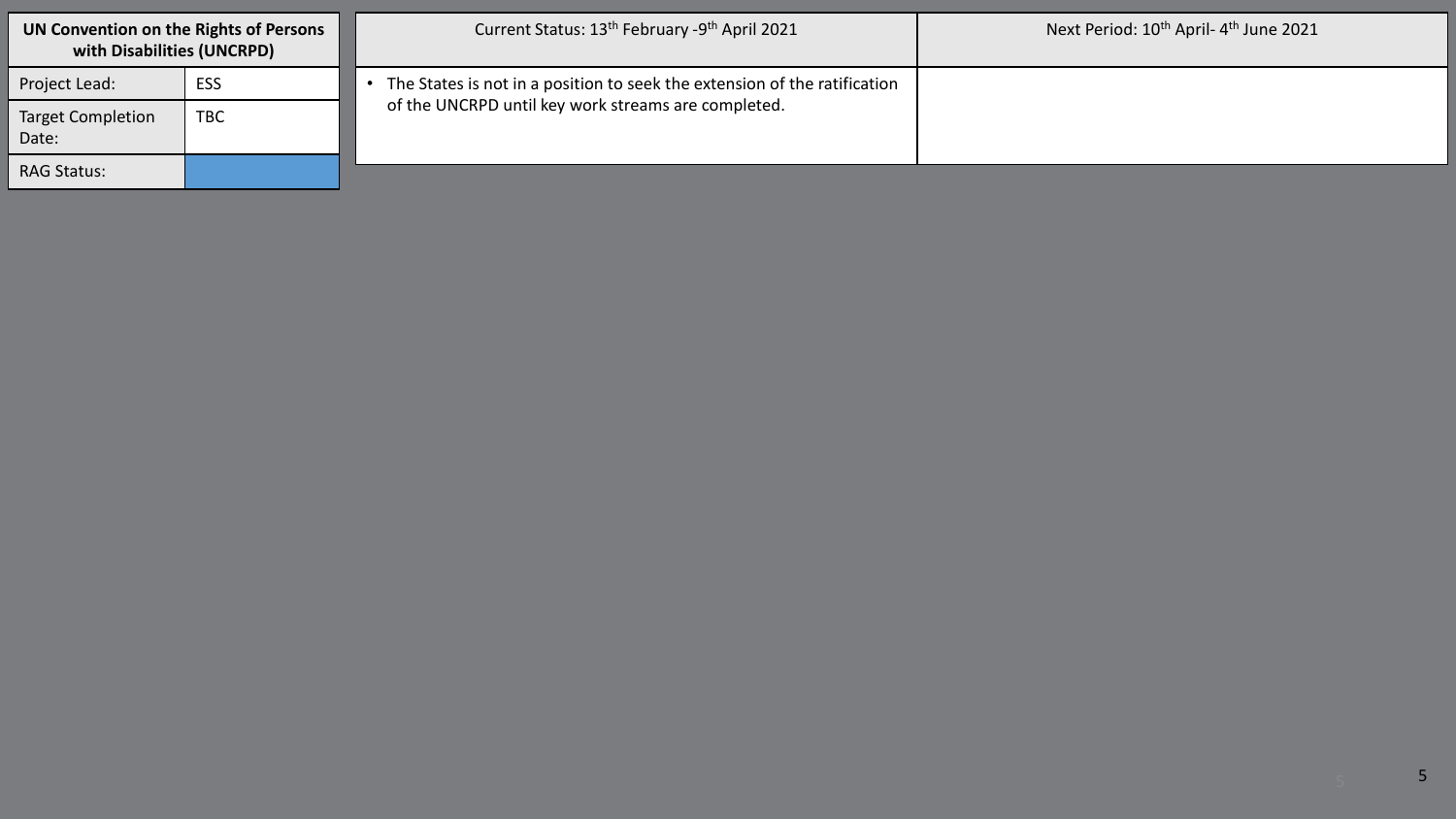| UN Convention on the Rights of Persons with Disabilities (UNCRPD) | |
|---|---|
| Project Lead: | ESS |
| Target Completion Date: | TBC |
| RAG Status: | |

| Current Status: 13th February -9th April 2021 | Next Period: 10th April- 4th June 2021 |
|---|---|
| • The States is not in a position to seek the extension of the ratification of the UNCRPD until key work streams are completed. | |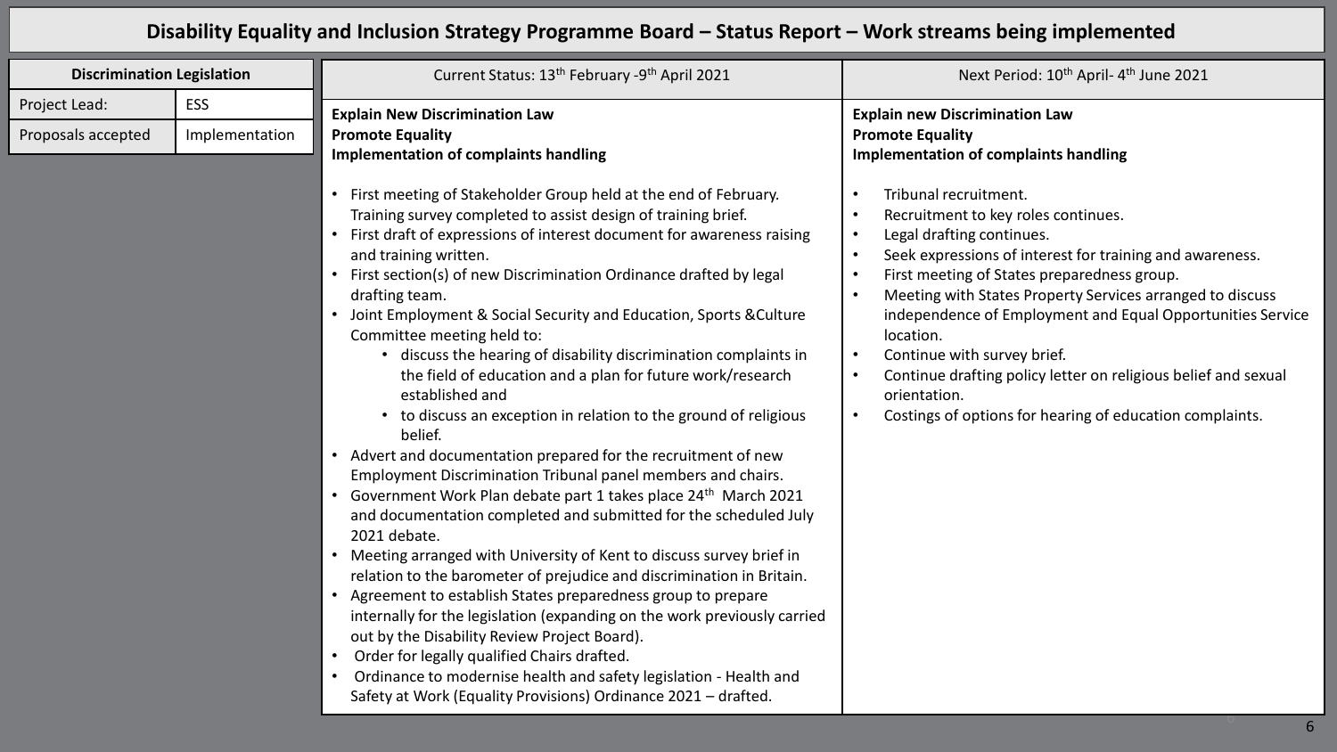# Disability Equality and Inclusion Strategy Programme Board – Status Report – Work streams being implemented

| Discrimination Legislation | |
|---|---|
| Project Lead: | ESS |
| Proposals accepted | Implementation |

| Current Status: 13th February -9th April 2021 | Next Period: 10th April- 4th June 2021 |
|---|---|
| **Explain New Discrimination Law**<br>**Promote Equality**<br>**Implementation of complaints handling**<br><br>• First meeting of Stakeholder Group held at the end of February. Training survey completed to assist design of training brief.<br>• First draft of expressions of interest document for awareness raising and training written.<br>• First section(s) of new Discrimination Ordinance drafted by legal drafting team.<br>• Joint Employment & Social Security and Education, Sports &Culture Committee meeting held to:<br>&nbsp;&nbsp;&nbsp;&nbsp;• discuss the hearing of disability discrimination complaints in the field of education and a plan for future work/research established and<br>&nbsp;&nbsp;&nbsp;&nbsp;• to discuss an exception in relation to the ground of religious belief.<br>• Advert and documentation prepared for the recruitment of new Employment Discrimination Tribunal panel members and chairs.<br>• Government Work Plan debate part 1 takes place 24th March 2021 and documentation completed and submitted for the scheduled July 2021 debate.<br>• Meeting arranged with University of Kent to discuss survey brief in relation to the barometer of prejudice and discrimination in Britain.<br>• Agreement to establish States preparedness group to prepare internally for the legislation (expanding on the work previously carried out by the Disability Review Project Board).<br>• Order for legally qualified Chairs drafted.<br>• Ordinance to modernise health and safety legislation - Health and Safety at Work (Equality Provisions) Ordinance 2021 – drafted. | **Explain new Discrimination Law**<br>**Promote Equality**<br>**Implementation of complaints handling**<br><br>• Tribunal recruitment.<br>• Recruitment to key roles continues.<br>• Legal drafting continues.<br>• Seek expressions of interest for training and awareness.<br>• First meeting of States preparedness group.<br>• Meeting with States Property Services arranged to discuss independence of Employment and Equal Opportunities Service location.<br>• Continue with survey brief.<br>• Continue drafting policy letter on religious belief and sexual orientation.<br>• Costings of options for hearing of education complaints. |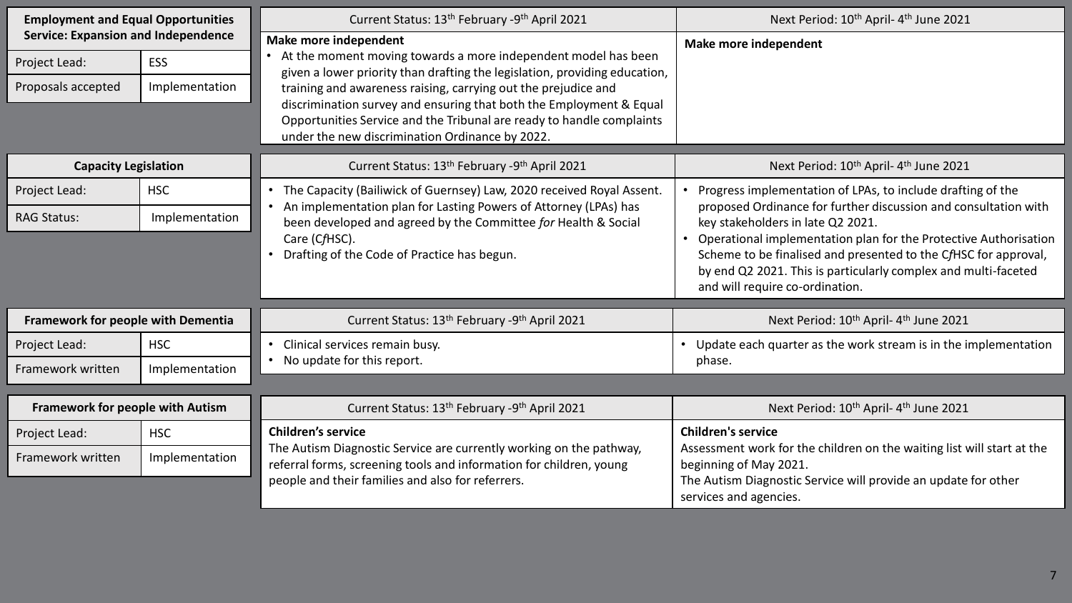## Employment and Equal Opportunities Service: Expansion and Independence

| | |
|---|---|
| Project Lead: | ESS |
| Proposals accepted | Implementation |

| Current Status: 13th February -9th April 2021 | Next Period: 10th April- 4th June 2021 |
|---|---|
| **Make more independent**<br>• At the moment moving towards a more independent model has been given a lower priority than drafting the legislation, providing education, training and awareness raising, carrying out the prejudice and discrimination survey and ensuring that both the Employment & Equal Opportunities Service and the Tribunal are ready to handle complaints under the new discrimination Ordinance by 2022. | **Make more independent** |

## Capacity Legislation

| | |
|---|---|
| Project Lead: | HSC |
| RAG Status: | Implementation |

| Current Status: 13th February -9th April 2021 | Next Period: 10th April- 4th June 2021 |
|---|---|
| • The Capacity (Bailiwick of Guernsey) Law, 2020 received Royal Assent.<br>• An implementation plan for Lasting Powers of Attorney (LPAs) has been developed and agreed by the Committee *for* Health & Social Care (C*f*HSC).<br>• Drafting of the Code of Practice has begun. | • Progress implementation of LPAs, to include drafting of the proposed Ordinance for further discussion and consultation with key stakeholders in late Q2 2021.<br>• Operational implementation plan for the Protective Authorisation Scheme to be finalised and presented to the C*f*HSC for approval, by end Q2 2021. This is particularly complex and multi-faceted and will require co-ordination. |

## Framework for people with Dementia

| | |
|---|---|
| Project Lead: | HSC |
| Framework written | Implementation |

| Current Status: 13th February -9th April 2021 | Next Period: 10th April- 4th June 2021 |
|---|---|
| • Clinical services remain busy.<br>• No update for this report. | • Update each quarter as the work stream is in the implementation phase. |

## Framework for people with Autism

| | |
|---|---|
| Project Lead: | HSC |
| Framework written | Implementation |

| Current Status: 13th February -9th April 2021 | Next Period: 10th April- 4th June 2021 |
|---|---|
| **Children's service**<br>The Autism Diagnostic Service are currently working on the pathway, referral forms, screening tools and information for children, young people and their families and also for referrers. | **Children's service**<br>Assessment work for the children on the waiting list will start at the beginning of May 2021.<br>The Autism Diagnostic Service will provide an update for other services and agencies. |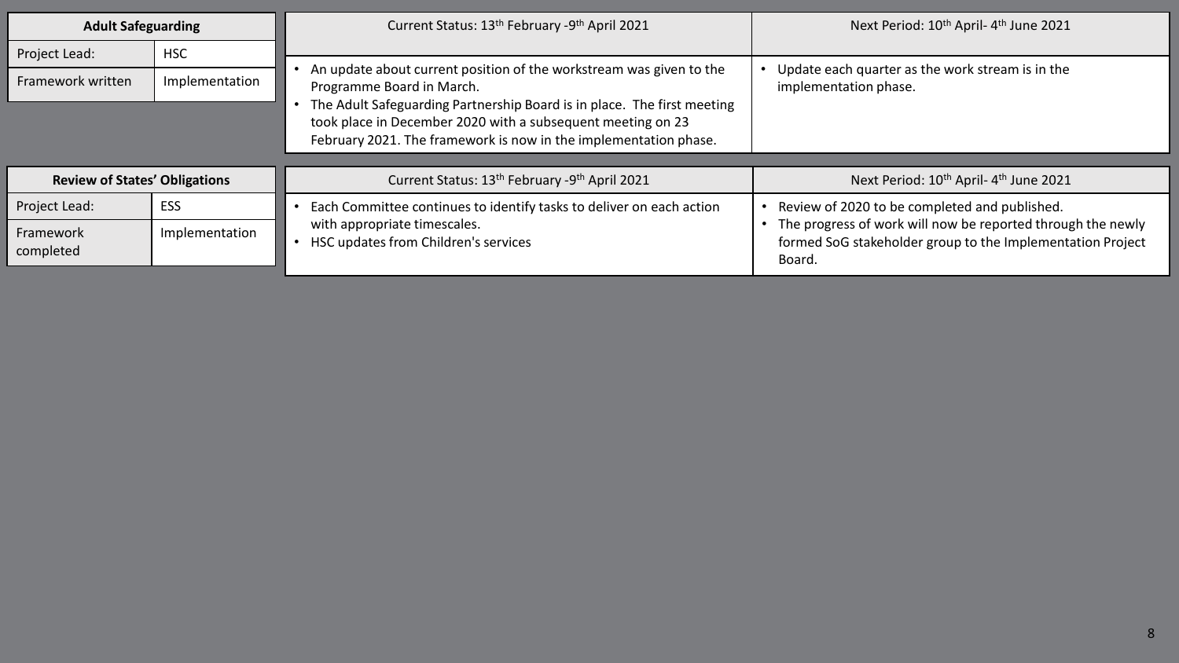| Adult Safeguarding | |
| --- | --- |
| Project Lead: | HSC |
| Framework written | Implementation |

| Current Status: 13th February -9th April 2021 | Next Period: 10th April- 4th June 2021 |
| --- | --- |
| • An update about current position of the workstream was given to the Programme Board in March.<br>• The Adult Safeguarding Partnership Board is in place. The first meeting took place in December 2020 with a subsequent meeting on 23 February 2021. The framework is now in the implementation phase. | • Update each quarter as the work stream is in the implementation phase. |

| Review of States' Obligations | |
| --- | --- |
| Project Lead: | ESS |
| Framework completed | Implementation |

| Current Status: 13th February -9th April 2021 | Next Period: 10th April- 4th June 2021 |
| --- | --- |
| • Each Committee continues to identify tasks to deliver on each action with appropriate timescales.<br>• HSC updates from Children's services | • Review of 2020 to be completed and published.<br>• The progress of work will now be reported through the newly formed SoG stakeholder group to the Implementation Project Board. |